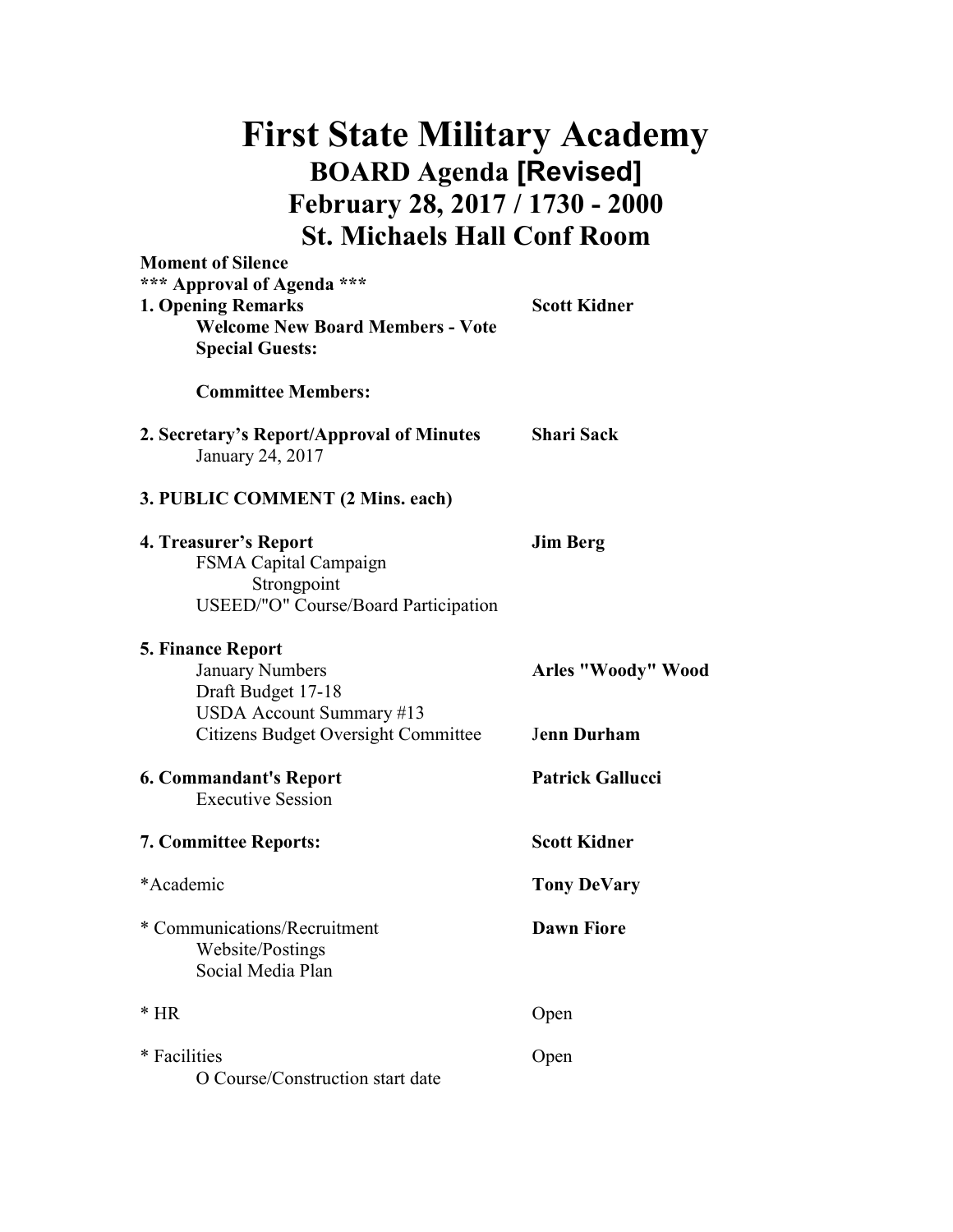# First State Military Academy

## BOARD Agenda [Revised]

## February 28, 2017 / 1730 - 2000

## St. Michaels Hall Conf Room

**Moment of Silence**

**\*\*\* Approval of Agenda \*\*\***

| | |
|---|---|
| **1. Opening Remarks** | **Scott Kidner** |
| **Welcome New Board Members - Vote** | |
| **Special Guests:** | |
| **Committee Members:** | |
| **2. Secretary's Report/Approval of Minutes** | **Shari Sack** |
| January 24, 2017 | |
| **3. PUBLIC COMMENT (2 Mins. each)** | |
| **4. Treasurer's Report** | **Jim Berg** |
| FSMA Capital Campaign | |
| Strongpoint | |
| USEED/"O" Course/Board Participation | |
| **5. Finance Report** | |
| January Numbers | **Arles "Woody" Wood** |
| Draft Budget 17-18 | |
| USDA Account Summary #13 | |
| Citizens Budget Oversight Committee | **Jenn Durham** |
| **6. Commandant's Report** | **Patrick Gallucci** |
| Executive Session | |
| **7. Committee Reports:** | **Scott Kidner** |
| *Academic | **Tony DeVary** |
| * Communications/Recruitment | **Dawn Fiore** |
| Website/Postings | |
| Social Media Plan | |
| * HR | Open |
| * Facilities | Open |
| O Course/Construction start date | |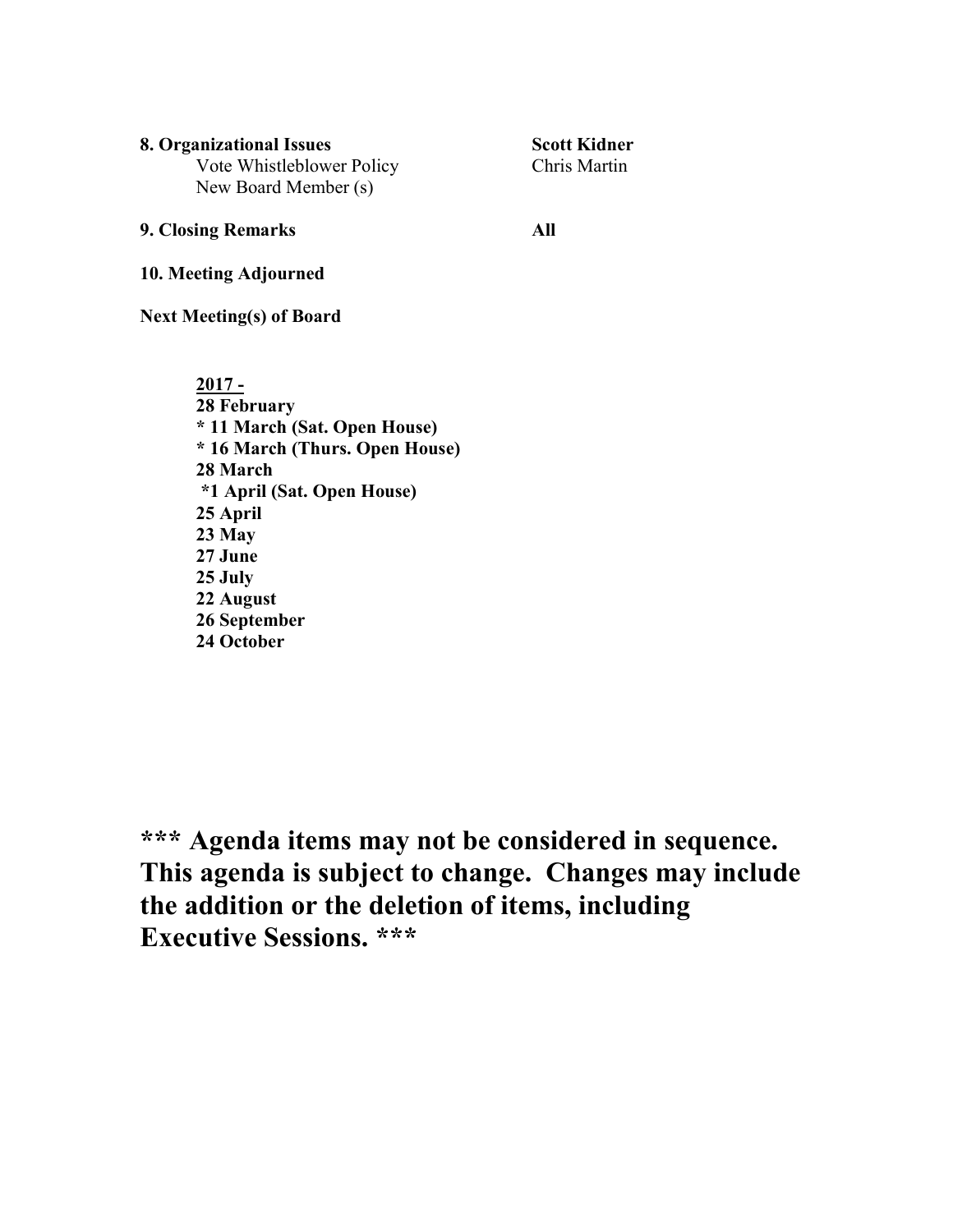**8. Organizational Issues** **Scott Kidner**

Vote Whistleblower Policy Chris Martin

New Board Member (s)

**9. Closing Remarks** **All**

**10. Meeting Adjourned**

**Next Meeting(s) of Board**

**2017 -**
**28 February**
**\* 11 March (Sat. Open House)**
**\* 16 March (Thurs. Open House)**
**28 March**
**\*1 April (Sat. Open House)**
**25 April**
**23 May**
**27 June**
**25 July**
**22 August**
**26 September**
**24 October**

**\*\*\* Agenda items may not be considered in sequence. This agenda is subject to change. Changes may include the addition or the deletion of items, including Executive Sessions. \*\*\***